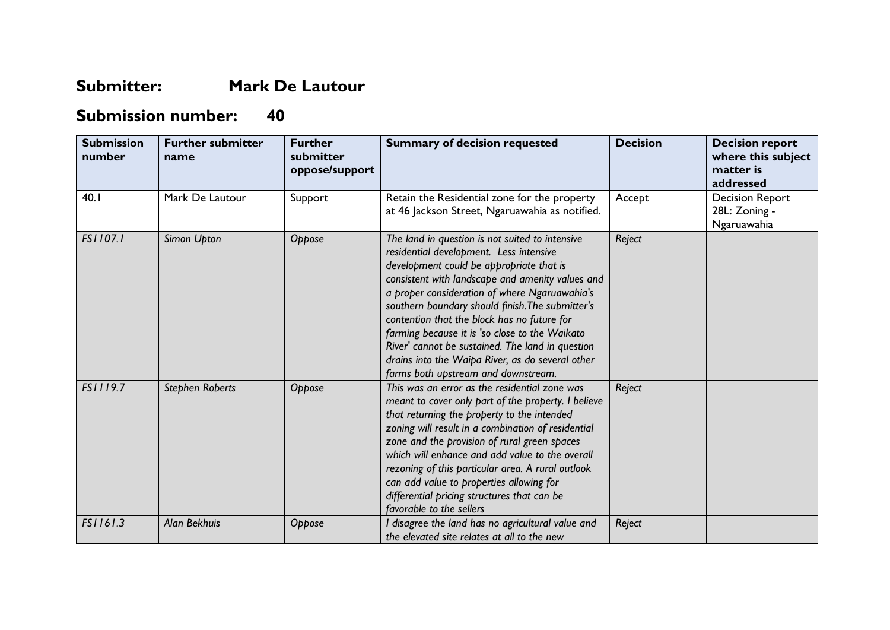## Submitter: Mark De Lautour

## Submission number: 40

| Submission number | Further submitter name | Further submitter oppose/support | Summary of decision requested | Decision | Decision report where this subject matter is addressed |
|---|---|---|---|---|---|
| 40.1 | Mark De Lautour | Support | Retain the Residential zone for the property at 46 Jackson Street, Ngaruawahia as notified. | Accept | Decision Report 28L: Zoning - Ngaruawahia |
| *FS1107.1* | *Simon Upton* | *Oppose* | *The land in question is not suited to intensive residential development. Less intensive development could be appropriate that is consistent with landscape and amenity values and a proper consideration of where Ngaruawahia's southern boundary should finish.The submitter's contention that the block has no future for farming because it is 'so close to the Waikato River' cannot be sustained. The land in question drains into the Waipa River, as do several other farms both upstream and downstream.* | *Reject* | |
| *FS1119.7* | *Stephen Roberts* | *Oppose* | *This was an error as the residential zone was meant to cover only part of the property. I believe that returning the property to the intended zoning will result in a combination of residential zone and the provision of rural green spaces which will enhance and add value to the overall rezoning of this particular area. A rural outlook can add value to properties allowing for differential pricing structures that can be favorable to the sellers* | *Reject* | |
| *FS1161.3* | *Alan Bekhuis* | *Oppose* | *I disagree the land has no agricultural value and the elevated site relates at all to the new* | *Reject* | |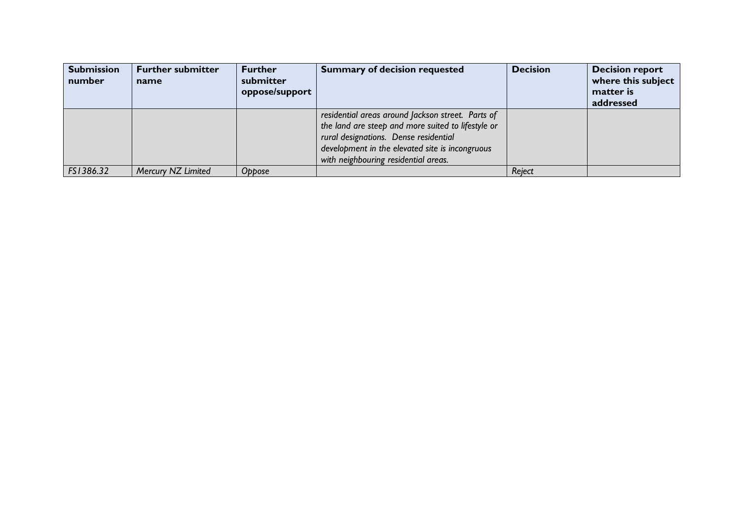| Submission number | Further submitter name | Further submitter oppose/support | Summary of decision requested | Decision | Decision report where this subject matter is addressed |
|---|---|---|---|---|---|
| | | | *residential areas around Jackson street. Parts of the land are steep and more suited to lifestyle or rural designations. Dense residential development in the elevated site is incongruous with neighbouring residential areas.* | | |
| *FS1386.32* | *Mercury NZ Limited* | *Oppose* | | *Reject* | |